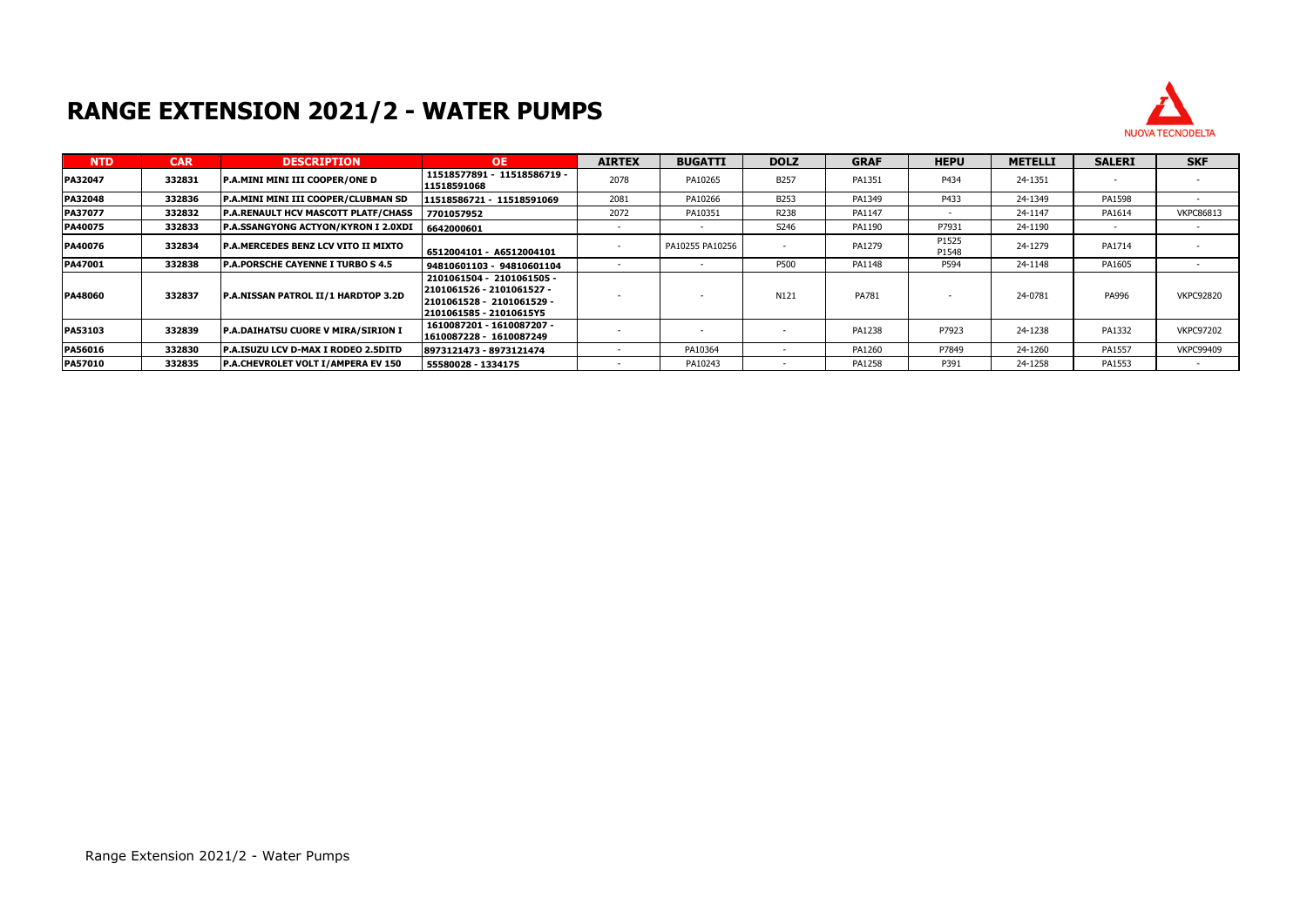# RANGE EXTENSION 2021/2 - WATER PUMPS

| NTD | CAR | DESCRIPTION | OE | AIRTEX | BUGATTI | DOLZ | GRAF | HEPU | METELLI | SALERI | SKF |
|---|---|---|---|---|---|---|---|---|---|---|---|
| PA32047 | 332831 | P.A.MINI MINI III COOPER/ONE D | 11518577891 - 11518586719 - 11518591068 | 2078 | PA10265 | B257 | PA1351 | P434 | 24-1351 | - | - |
| PA32048 | 332836 | P.A.MINI MINI III COOPER/CLUBMAN SD | 11518586721 - 11518591069 | 2081 | PA10266 | B253 | PA1349 | P433 | 24-1349 | PA1598 | - |
| PA37077 | 332832 | P.A.RENAULT HCV MASCOTT PLATF/CHASS | 7701057952 | 2072 | PA10351 | R238 | PA1147 | - | 24-1147 | PA1614 | VKPC86813 |
| PA40075 | 332833 | P.A.SSANGYONG ACTYON/KYRON I 2.0XDI | 6642000601 | - | - | S246 | PA1190 | P7931 | 24-1190 | - | - |
| PA40076 | 332834 | P.A.MERCEDES BENZ LCV VITO II MIXTO | 6512004101 - A6512004101 | - | PA10255 PA10256 | - | PA1279 | P1525 P1548 | 24-1279 | PA1714 | - |
| PA47001 | 332838 | P.A.PORSCHE CAYENNE I TURBO S 4.5 | 94810601103 - 94810601104 | - | - | P500 | PA1148 | P594 | 24-1148 | PA1605 | - |
| PA48060 | 332837 | P.A.NISSAN PATROL II/1 HARDTOP 3.2D | 2101061504 - 2101061505 - 2101061526 - 2101061527 - 2101061528 - 2101061529 - 2101061585 - 21010615Y5 | - | - | N121 | PA781 | - | 24-0781 | PA996 | VKPC92820 |
| PA53103 | 332839 | P.A.DAIHATSU CUORE V MIRA/SIRION I | 1610087201 - 1610087207 - 1610087228 - 1610087249 | - | - | - | PA1238 | P7923 | 24-1238 | PA1332 | VKPC97202 |
| PA56016 | 332830 | P.A.ISUZU LCV D-MAX I RODEO 2.5DITD | 8973121473 - 8973121474 | - | PA10364 | - | PA1260 | P7849 | 24-1260 | PA1557 | VKPC99409 |
| PA57010 | 332835 | P.A.CHEVROLET VOLT I/AMPERA EV 150 | 55580028 - 1334175 | - | PA10243 | - | PA1258 | P391 | 24-1258 | PA1553 | - |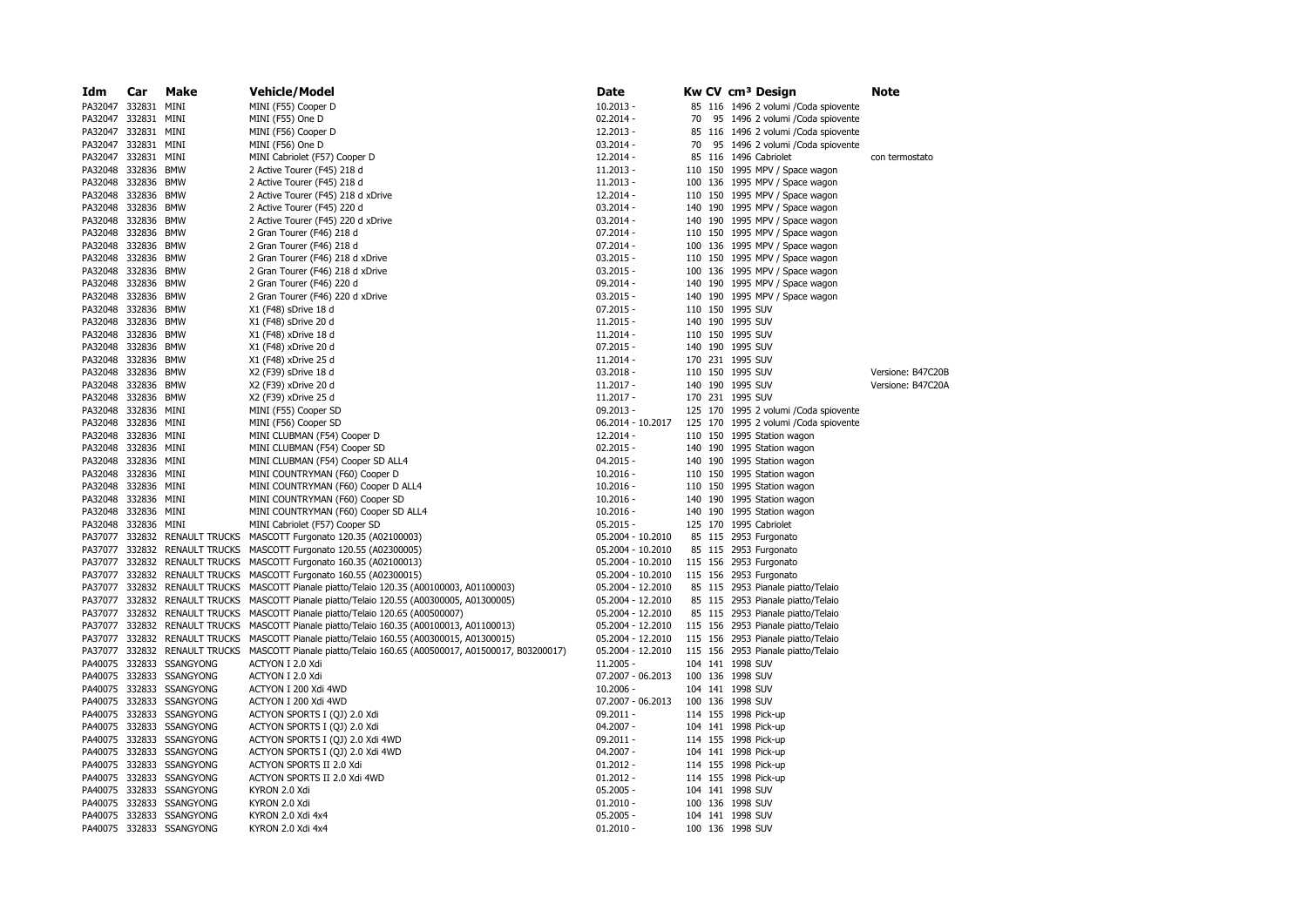| Idm | Car | Make | Vehicle/Model | Date | Kw | CV | cm³ | Design | Note |
|---|---|---|---|---|---|---|---|---|---|
| PA32047 | 332831 | MINI | MINI (F55) Cooper D | 10.2013 - | 85 | 116 | 1496 | 2 volumi /Coda spiovente | |
| PA32047 | 332831 | MINI | MINI (F55) One D | 02.2014 - | 70 | 95 | 1496 | 2 volumi /Coda spiovente | |
| PA32047 | 332831 | MINI | MINI (F56) Cooper D | 12.2013 - | 85 | 116 | 1496 | 2 volumi /Coda spiovente | |
| PA32047 | 332831 | MINI | MINI (F56) One D | 03.2014 - | 70 | 95 | 1496 | 2 volumi /Coda spiovente | |
| PA32047 | 332831 | MINI | MINI Cabriolet (F57) Cooper D | 12.2014 - | 85 | 116 | 1496 | Cabriolet | con termostato |
| PA32048 | 332836 | BMW | 2 Active Tourer (F45) 218 d | 11.2013 - | 110 | 150 | 1995 | MPV / Space wagon | |
| PA32048 | 332836 | BMW | 2 Active Tourer (F45) 218 d | 11.2013 - | 100 | 136 | 1995 | MPV / Space wagon | |
| PA32048 | 332836 | BMW | 2 Active Tourer (F45) 218 d xDrive | 12.2014 - | 110 | 150 | 1995 | MPV / Space wagon | |
| PA32048 | 332836 | BMW | 2 Active Tourer (F45) 220 d | 03.2014 - | 140 | 190 | 1995 | MPV / Space wagon | |
| PA32048 | 332836 | BMW | 2 Active Tourer (F45) 220 d xDrive | 03.2014 - | 140 | 190 | 1995 | MPV / Space wagon | |
| PA32048 | 332836 | BMW | 2 Gran Tourer (F46) 218 d | 07.2014 - | 110 | 150 | 1995 | MPV / Space wagon | |
| PA32048 | 332836 | BMW | 2 Gran Tourer (F46) 218 d | 07.2014 - | 100 | 136 | 1995 | MPV / Space wagon | |
| PA32048 | 332836 | BMW | 2 Gran Tourer (F46) 218 d xDrive | 03.2015 - | 110 | 150 | 1995 | MPV / Space wagon | |
| PA32048 | 332836 | BMW | 2 Gran Tourer (F46) 218 d xDrive | 03.2015 - | 100 | 136 | 1995 | MPV / Space wagon | |
| PA32048 | 332836 | BMW | 2 Gran Tourer (F46) 220 d | 09.2014 - | 140 | 190 | 1995 | MPV / Space wagon | |
| PA32048 | 332836 | BMW | 2 Gran Tourer (F46) 220 d xDrive | 03.2015 - | 140 | 190 | 1995 | MPV / Space wagon | |
| PA32048 | 332836 | BMW | X1 (F48) sDrive 18 d | 07.2015 - | 110 | 150 | 1995 | SUV | |
| PA32048 | 332836 | BMW | X1 (F48) sDrive 20 d | 11.2015 - | 140 | 190 | 1995 | SUV | |
| PA32048 | 332836 | BMW | X1 (F48) xDrive 18 d | 11.2014 - | 110 | 150 | 1995 | SUV | |
| PA32048 | 332836 | BMW | X1 (F48) xDrive 20 d | 07.2015 - | 140 | 190 | 1995 | SUV | |
| PA32048 | 332836 | BMW | X1 (F48) xDrive 25 d | 11.2014 - | 170 | 231 | 1995 | SUV | |
| PA32048 | 332836 | BMW | X2 (F39) sDrive 18 d | 03.2018 - | 110 | 150 | 1995 | SUV | Versione: B47C20B |
| PA32048 | 332836 | BMW | X2 (F39) xDrive 20 d | 11.2017 - | 140 | 190 | 1995 | SUV | Versione: B47C20A |
| PA32048 | 332836 | BMW | X2 (F39) xDrive 25 d | 11.2017 - | 170 | 231 | 1995 | SUV | |
| PA32048 | 332836 | MINI | MINI (F55) Cooper SD | 09.2013 - | 125 | 170 | 1995 | 2 volumi /Coda spiovente | |
| PA32048 | 332836 | MINI | MINI (F56) Cooper SD | 06.2014 - 10.2017 | 125 | 170 | 1995 | 2 volumi /Coda spiovente | |
| PA32048 | 332836 | MINI | MINI CLUBMAN (F54) Cooper D | 12.2014 - | 110 | 150 | 1995 | Station wagon | |
| PA32048 | 332836 | MINI | MINI CLUBMAN (F54) Cooper SD | 02.2015 - | 140 | 190 | 1995 | Station wagon | |
| PA32048 | 332836 | MINI | MINI CLUBMAN (F54) Cooper SD ALL4 | 04.2015 - | 140 | 190 | 1995 | Station wagon | |
| PA32048 | 332836 | MINI | MINI COUNTRYMAN (F60) Cooper D | 10.2016 - | 110 | 150 | 1995 | Station wagon | |
| PA32048 | 332836 | MINI | MINI COUNTRYMAN (F60) Cooper D ALL4 | 10.2016 - | 110 | 150 | 1995 | Station wagon | |
| PA32048 | 332836 | MINI | MINI COUNTRYMAN (F60) Cooper SD | 10.2016 - | 140 | 190 | 1995 | Station wagon | |
| PA32048 | 332836 | MINI | MINI COUNTRYMAN (F60) Cooper SD ALL4 | 10.2016 - | 140 | 190 | 1995 | Station wagon | |
| PA32048 | 332836 | MINI | MINI Cabriolet (F57) Cooper SD | 05.2015 - | 125 | 170 | 1995 | Cabriolet | |
| PA37077 | 332832 | RENAULT TRUCKS | MASCOTT Furgonato 120.35 (A02100003) | 05.2004 - 10.2010 | 85 | 115 | 2953 | Furgonato | |
| PA37077 | 332832 | RENAULT TRUCKS | MASCOTT Furgonato 120.55 (A02300005) | 05.2004 - 10.2010 | 85 | 115 | 2953 | Furgonato | |
| PA37077 | 332832 | RENAULT TRUCKS | MASCOTT Furgonato 160.35 (A02100013) | 05.2004 - 10.2010 | 115 | 156 | 2953 | Furgonato | |
| PA37077 | 332832 | RENAULT TRUCKS | MASCOTT Furgonato 160.55 (A02300015) | 05.2004 - 10.2010 | 115 | 156 | 2953 | Furgonato | |
| PA37077 | 332832 | RENAULT TRUCKS | MASCOTT Pianale piatto/Telaio 120.35 (A00100003, A01100003) | 05.2004 - 12.2010 | 85 | 115 | 2953 | Pianale piatto/Telaio | |
| PA37077 | 332832 | RENAULT TRUCKS | MASCOTT Pianale piatto/Telaio 120.55 (A00300005, A01300005) | 05.2004 - 12.2010 | 85 | 115 | 2953 | Pianale piatto/Telaio | |
| PA37077 | 332832 | RENAULT TRUCKS | MASCOTT Pianale piatto/Telaio 120.65 (A00500007) | 05.2004 - 12.2010 | 85 | 115 | 2953 | Pianale piatto/Telaio | |
| PA37077 | 332832 | RENAULT TRUCKS | MASCOTT Pianale piatto/Telaio 160.35 (A00100013, A01100013) | 05.2004 - 12.2010 | 115 | 156 | 2953 | Pianale piatto/Telaio | |
| PA37077 | 332832 | RENAULT TRUCKS | MASCOTT Pianale piatto/Telaio 160.55 (A00300015, A01300015) | 05.2004 - 12.2010 | 115 | 156 | 2953 | Pianale piatto/Telaio | |
| PA37077 | 332832 | RENAULT TRUCKS | MASCOTT Pianale piatto/Telaio 160.65 (A00500017, A01500017, B03200017) | 05.2004 - 12.2010 | 115 | 156 | 2953 | Pianale piatto/Telaio | |
| PA40075 | 332833 | SSANGYONG | ACTYON I 2.0 Xdi | 11.2005 - | 104 | 141 | 1998 | SUV | |
| PA40075 | 332833 | SSANGYONG | ACTYON I 2.0 Xdi | 07.2007 - 06.2013 | 100 | 136 | 1998 | SUV | |
| PA40075 | 332833 | SSANGYONG | ACTYON I 200 Xdi 4WD | 10.2006 - | 104 | 141 | 1998 | SUV | |
| PA40075 | 332833 | SSANGYONG | ACTYON I 200 Xdi 4WD | 07.2007 - 06.2013 | 100 | 136 | 1998 | SUV | |
| PA40075 | 332833 | SSANGYONG | ACTYON SPORTS I (QJ) 2.0 Xdi | 09.2011 - | 114 | 155 | 1998 | Pick-up | |
| PA40075 | 332833 | SSANGYONG | ACTYON SPORTS I (QJ) 2.0 Xdi | 04.2007 - | 104 | 141 | 1998 | Pick-up | |
| PA40075 | 332833 | SSANGYONG | ACTYON SPORTS I (QJ) 2.0 Xdi 4WD | 09.2011 - | 114 | 155 | 1998 | Pick-up | |
| PA40075 | 332833 | SSANGYONG | ACTYON SPORTS I (QJ) 2.0 Xdi 4WD | 04.2007 - | 104 | 141 | 1998 | Pick-up | |
| PA40075 | 332833 | SSANGYONG | ACTYON SPORTS II 2.0 Xdi | 01.2012 - | 114 | 155 | 1998 | Pick-up | |
| PA40075 | 332833 | SSANGYONG | ACTYON SPORTS II 2.0 Xdi 4WD | 01.2012 - | 114 | 155 | 1998 | Pick-up | |
| PA40075 | 332833 | SSANGYONG | KYRON 2.0 Xdi | 05.2005 - | 104 | 141 | 1998 | SUV | |
| PA40075 | 332833 | SSANGYONG | KYRON 2.0 Xdi | 01.2010 - | 100 | 136 | 1998 | SUV | |
| PA40075 | 332833 | SSANGYONG | KYRON 2.0 Xdi 4x4 | 05.2005 - | 104 | 141 | 1998 | SUV | |
| PA40075 | 332833 | SSANGYONG | KYRON 2.0 Xdi 4x4 | 01.2010 - | 100 | 136 | 1998 | SUV | |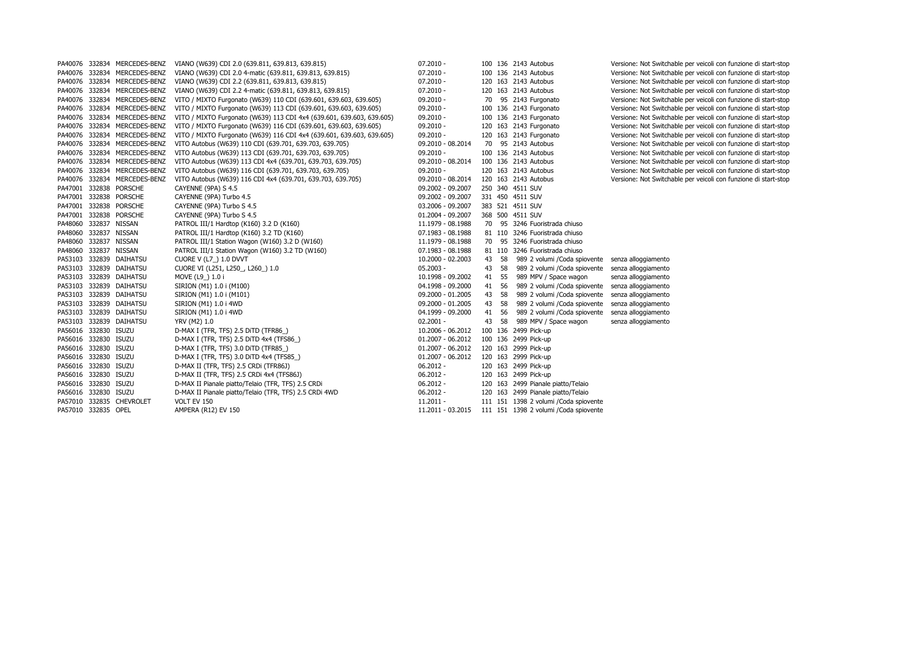| | | | | | | | | | |
|---|---|---|---|---|---|---|---|---|---|
| PA40076 | 332834 | MERCEDES-BENZ | VIANO (W639) CDI 2.0 (639.811, 639.813, 639.815) | 07.2010 - | 100 | 136 | 2143 | Autobus | Versione: Not Switchable per veicoli con funzione di start-stop |
| PA40076 | 332834 | MERCEDES-BENZ | VIANO (W639) CDI 2.0 4-matic (639.811, 639.813, 639.815) | 07.2010 - | 100 | 136 | 2143 | Autobus | Versione: Not Switchable per veicoli con funzione di start-stop |
| PA40076 | 332834 | MERCEDES-BENZ | VIANO (W639) CDI 2.2 (639.811, 639.813, 639.815) | 07.2010 - | 120 | 163 | 2143 | Autobus | Versione: Not Switchable per veicoli con funzione di start-stop |
| PA40076 | 332834 | MERCEDES-BENZ | VIANO (W639) CDI 2.2 4-matic (639.811, 639.813, 639.815) | 07.2010 - | 120 | 163 | 2143 | Autobus | Versione: Not Switchable per veicoli con funzione di start-stop |
| PA40076 | 332834 | MERCEDES-BENZ | VITO / MIXTO Furgonato (W639) 110 CDI (639.601, 639.603, 639.605) | 09.2010 - | 70 | 95 | 2143 | Furgonato | Versione: Not Switchable per veicoli con funzione di start-stop |
| PA40076 | 332834 | MERCEDES-BENZ | VITO / MIXTO Furgonato (W639) 113 CDI (639.601, 639.603, 639.605) | 09.2010 - | 100 | 136 | 2143 | Furgonato | Versione: Not Switchable per veicoli con funzione di start-stop |
| PA40076 | 332834 | MERCEDES-BENZ | VITO / MIXTO Furgonato (W639) 113 CDI 4x4 (639.601, 639.603, 639.605) | 09.2010 - | 100 | 136 | 2143 | Furgonato | Versione: Not Switchable per veicoli con funzione di start-stop |
| PA40076 | 332834 | MERCEDES-BENZ | VITO / MIXTO Furgonato (W639) 116 CDI (639.601, 639.603, 639.605) | 09.2010 - | 120 | 163 | 2143 | Furgonato | Versione: Not Switchable per veicoli con funzione di start-stop |
| PA40076 | 332834 | MERCEDES-BENZ | VITO / MIXTO Furgonato (W639) 116 CDI 4x4 (639.601, 639.603, 639.605) | 09.2010 - | 120 | 163 | 2143 | Furgonato | Versione: Not Switchable per veicoli con funzione di start-stop |
| PA40076 | 332834 | MERCEDES-BENZ | VITO Autobus (W639) 110 CDI (639.701, 639.703, 639.705) | 09.2010 - 08.2014 | 70 | 95 | 2143 | Autobus | Versione: Not Switchable per veicoli con funzione di start-stop |
| PA40076 | 332834 | MERCEDES-BENZ | VITO Autobus (W639) 113 CDI (639.701, 639.703, 639.705) | 09.2010 - | 100 | 136 | 2143 | Autobus | Versione: Not Switchable per veicoli con funzione di start-stop |
| PA40076 | 332834 | MERCEDES-BENZ | VITO Autobus (W639) 113 CDI 4x4 (639.701, 639.703, 639.705) | 09.2010 - 08.2014 | 100 | 136 | 2143 | Autobus | Versione: Not Switchable per veicoli con funzione di start-stop |
| PA40076 | 332834 | MERCEDES-BENZ | VITO Autobus (W639) 116 CDI (639.701, 639.703, 639.705) | 09.2010 - | 120 | 163 | 2143 | Autobus | Versione: Not Switchable per veicoli con funzione di start-stop |
| PA40076 | 332834 | MERCEDES-BENZ | VITO Autobus (W639) 116 CDI 4x4 (639.701, 639.703, 639.705) | 09.2010 - 08.2014 | 120 | 163 | 2143 | Autobus | Versione: Not Switchable per veicoli con funzione di start-stop |
| PA47001 | 332838 | PORSCHE | CAYENNE (9PA) S 4.5 | 09.2002 - 09.2007 | 250 | 340 | 4511 | SUV | |
| PA47001 | 332838 | PORSCHE | CAYENNE (9PA) Turbo 4.5 | 09.2002 - 09.2007 | 331 | 450 | 4511 | SUV | |
| PA47001 | 332838 | PORSCHE | CAYENNE (9PA) Turbo S 4.5 | 03.2006 - 09.2007 | 383 | 521 | 4511 | SUV | |
| PA47001 | 332838 | PORSCHE | CAYENNE (9PA) Turbo S 4.5 | 01.2004 - 09.2007 | 368 | 500 | 4511 | SUV | |
| PA48060 | 332837 | NISSAN | PATROL III/1 Hardtop (K160) 3.2 D (K160) | 11.1979 - 08.1988 | 70 | 95 | 3246 | Fuoristrada chiuso | |
| PA48060 | 332837 | NISSAN | PATROL III/1 Hardtop (K160) 3.2 TD (K160) | 07.1983 - 08.1988 | 81 | 110 | 3246 | Fuoristrada chiuso | |
| PA48060 | 332837 | NISSAN | PATROL III/1 Station Wagon (W160) 3.2 D (W160) | 11.1979 - 08.1988 | 70 | 95 | 3246 | Fuoristrada chiuso | |
| PA48060 | 332837 | NISSAN | PATROL III/1 Station Wagon (W160) 3.2 TD (W160) | 07.1983 - 08.1988 | 81 | 110 | 3246 | Fuoristrada chiuso | |
| PA53103 | 332839 | DAIHATSU | CUORE V (L7_) 1.0 DVVT | 10.2000 - 02.2003 | 43 | 58 | 989 | 2 volumi /Coda spiovente | senza alloggiamento |
| PA53103 | 332839 | DAIHATSU | CUORE VI (L251, L250_, L260_) 1.0 | 05.2003 - | 43 | 58 | 989 | 2 volumi /Coda spiovente | senza alloggiamento |
| PA53103 | 332839 | DAIHATSU | MOVE (L9_) 1.0 i | 10.1998 - 09.2002 | 41 | 55 | 989 | MPV / Space wagon | senza alloggiamento |
| PA53103 | 332839 | DAIHATSU | SIRION (M1) 1.0 i (M100) | 04.1998 - 09.2000 | 41 | 56 | 989 | 2 volumi /Coda spiovente | senza alloggiamento |
| PA53103 | 332839 | DAIHATSU | SIRION (M1) 1.0 i (M101) | 09.2000 - 01.2005 | 43 | 58 | 989 | 2 volumi /Coda spiovente | senza alloggiamento |
| PA53103 | 332839 | DAIHATSU | SIRION (M1) 1.0 i 4WD | 09.2000 - 01.2005 | 43 | 58 | 989 | 2 volumi /Coda spiovente | senza alloggiamento |
| PA53103 | 332839 | DAIHATSU | SIRION (M1) 1.0 i 4WD | 04.1999 - 09.2000 | 41 | 56 | 989 | 2 volumi /Coda spiovente | senza alloggiamento |
| PA53103 | 332839 | DAIHATSU | YRV (M2) 1.0 | 02.2001 - | 43 | 58 | 989 | MPV / Space wagon | senza alloggiamento |
| PA56016 | 332830 | ISUZU | D-MAX I (TFR, TFS) 2.5 DiTD (TFR86_) | 10.2006 - 06.2012 | 100 | 136 | 2499 | Pick-up | |
| PA56016 | 332830 | ISUZU | D-MAX I (TFR, TFS) 2.5 DiTD 4x4 (TFS86_) | 01.2007 - 06.2012 | 100 | 136 | 2499 | Pick-up | |
| PA56016 | 332830 | ISUZU | D-MAX I (TFR, TFS) 3.0 DiTD (TFR85_) | 01.2007 - 06.2012 | 120 | 163 | 2999 | Pick-up | |
| PA56016 | 332830 | ISUZU | D-MAX I (TFR, TFS) 3.0 DiTD 4x4 (TFS85_) | 01.2007 - 06.2012 | 120 | 163 | 2999 | Pick-up | |
| PA56016 | 332830 | ISUZU | D-MAX II (TFR, TFS) 2.5 CRDi (TFR86J) | 06.2012 - | 120 | 163 | 2499 | Pick-up | |
| PA56016 | 332830 | ISUZU | D-MAX II (TFR, TFS) 2.5 CRDi 4x4 (TFS86J) | 06.2012 - | 120 | 163 | 2499 | Pick-up | |
| PA56016 | 332830 | ISUZU | D-MAX II Pianale piatto/Telaio (TFR, TFS) 2.5 CRDi | 06.2012 - | 120 | 163 | 2499 | Pianale piatto/Telaio | |
| PA56016 | 332830 | ISUZU | D-MAX II Pianale piatto/Telaio (TFR, TFS) 2.5 CRDi 4WD | 06.2012 - | 120 | 163 | 2499 | Pianale piatto/Telaio | |
| PA57010 | 332835 | CHEVROLET | VOLT EV 150 | 11.2011 - | 111 | 151 | 1398 | 2 volumi /Coda spiovente | |
| PA57010 | 332835 | OPEL | AMPERA (R12) EV 150 | 11.2011 - 03.2015 | 111 | 151 | 1398 | 2 volumi /Coda spiovente | |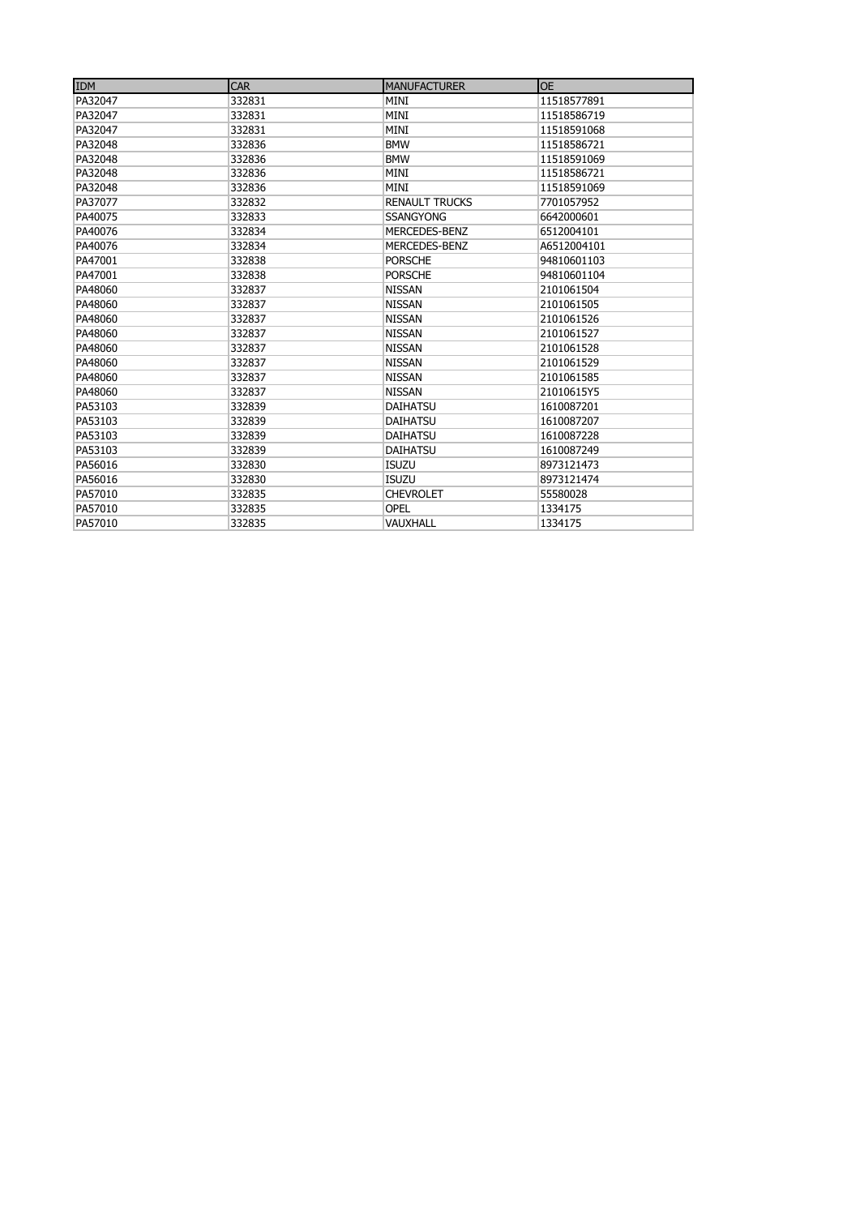| IDM | CAR | MANUFACTURER | OE |
|---|---|---|---|
| PA32047 | 332831 | MINI | 11518577891 |
| PA32047 | 332831 | MINI | 11518586719 |
| PA32047 | 332831 | MINI | 11518591068 |
| PA32048 | 332836 | BMW | 11518586721 |
| PA32048 | 332836 | BMW | 11518591069 |
| PA32048 | 332836 | MINI | 11518586721 |
| PA32048 | 332836 | MINI | 11518591069 |
| PA37077 | 332832 | RENAULT TRUCKS | 7701057952 |
| PA40075 | 332833 | SSANGYONG | 6642000601 |
| PA40076 | 332834 | MERCEDES-BENZ | 6512004101 |
| PA40076 | 332834 | MERCEDES-BENZ | A6512004101 |
| PA47001 | 332838 | PORSCHE | 94810601103 |
| PA47001 | 332838 | PORSCHE | 94810601104 |
| PA48060 | 332837 | NISSAN | 2101061504 |
| PA48060 | 332837 | NISSAN | 2101061505 |
| PA48060 | 332837 | NISSAN | 2101061526 |
| PA48060 | 332837 | NISSAN | 2101061527 |
| PA48060 | 332837 | NISSAN | 2101061528 |
| PA48060 | 332837 | NISSAN | 2101061529 |
| PA48060 | 332837 | NISSAN | 2101061585 |
| PA48060 | 332837 | NISSAN | 21010615Y5 |
| PA53103 | 332839 | DAIHATSU | 1610087201 |
| PA53103 | 332839 | DAIHATSU | 1610087207 |
| PA53103 | 332839 | DAIHATSU | 1610087228 |
| PA53103 | 332839 | DAIHATSU | 1610087249 |
| PA56016 | 332830 | ISUZU | 8973121473 |
| PA56016 | 332830 | ISUZU | 8973121474 |
| PA57010 | 332835 | CHEVROLET | 55580028 |
| PA57010 | 332835 | OPEL | 1334175 |
| PA57010 | 332835 | VAUXHALL | 1334175 |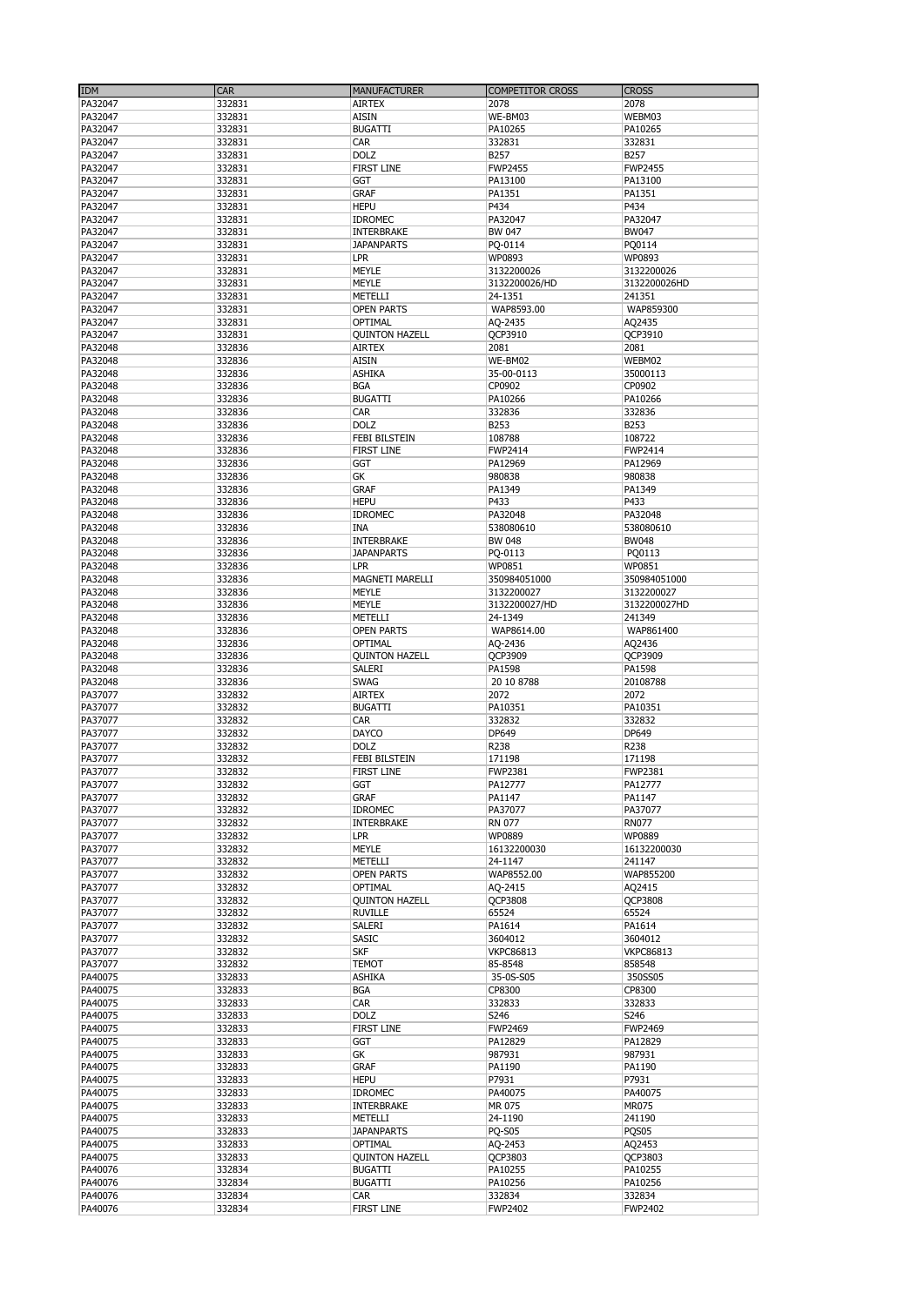| IDM | CAR | MANUFACTURER | COMPETITOR CROSS | CROSS |
|---|---|---|---|---|
| PA32047 | 332831 | AIRTEX | 2078 | 2078 |
| PA32047 | 332831 | AISIN | WE-BM03 | WEBM03 |
| PA32047 | 332831 | BUGATTI | PA10265 | PA10265 |
| PA32047 | 332831 | CAR | 332831 | 332831 |
| PA32047 | 332831 | DOLZ | B257 | B257 |
| PA32047 | 332831 | FIRST LINE | FWP2455 | FWP2455 |
| PA32047 | 332831 | GGT | PA13100 | PA13100 |
| PA32047 | 332831 | GRAF | PA1351 | PA1351 |
| PA32047 | 332831 | HEPU | P434 | P434 |
| PA32047 | 332831 | IDROMEC | PA32047 | PA32047 |
| PA32047 | 332831 | INTERBRAKE | BW 047 | BW047 |
| PA32047 | 332831 | JAPANPARTS | PQ-0114 | PQ0114 |
| PA32047 | 332831 | LPR | WP0893 | WP0893 |
| PA32047 | 332831 | MEYLE | 3132200026 | 3132200026 |
| PA32047 | 332831 | MEYLE | 3132200026/HD | 3132200026HD |
| PA32047 | 332831 | METELLI | 24-1351 | 241351 |
| PA32047 | 332831 | OPEN PARTS | WAP8593.00 | WAP859300 |
| PA32047 | 332831 | OPTIMAL | AQ-2435 | AQ2435 |
| PA32047 | 332831 | QUINTON HAZELL | QCP3910 | QCP3910 |
| PA32048 | 332836 | AIRTEX | 2081 | 2081 |
| PA32048 | 332836 | AISIN | WE-BM02 | WEBM02 |
| PA32048 | 332836 | ASHIKA | 35-00-0113 | 35000113 |
| PA32048 | 332836 | BGA | CP0902 | CP0902 |
| PA32048 | 332836 | BUGATTI | PA10266 | PA10266 |
| PA32048 | 332836 | CAR | 332836 | 332836 |
| PA32048 | 332836 | DOLZ | B253 | B253 |
| PA32048 | 332836 | FEBI BILSTEIN | 108788 | 108722 |
| PA32048 | 332836 | FIRST LINE | FWP2414 | FWP2414 |
| PA32048 | 332836 | GGT | PA12969 | PA12969 |
| PA32048 | 332836 | GK | 980838 | 980838 |
| PA32048 | 332836 | GRAF | PA1349 | PA1349 |
| PA32048 | 332836 | HEPU | P433 | P433 |
| PA32048 | 332836 | IDROMEC | PA32048 | PA32048 |
| PA32048 | 332836 | INA | 538080610 | 538080610 |
| PA32048 | 332836 | INTERBRAKE | BW 048 | BW048 |
| PA32048 | 332836 | JAPANPARTS | PQ-0113 | PQ0113 |
| PA32048 | 332836 | LPR | WP0851 | WP0851 |
| PA32048 | 332836 | MAGNETI MARELLI | 350984051000 | 350984051000 |
| PA32048 | 332836 | MEYLE | 3132200027 | 3132200027 |
| PA32048 | 332836 | MEYLE | 3132200027/HD | 3132200027HD |
| PA32048 | 332836 | METELLI | 24-1349 | 241349 |
| PA32048 | 332836 | OPEN PARTS | WAP8614.00 | WAP861400 |
| PA32048 | 332836 | OPTIMAL | AQ-2436 | AQ2436 |
| PA32048 | 332836 | QUINTON HAZELL | QCP3909 | QCP3909 |
| PA32048 | 332836 | SALERI | PA1598 | PA1598 |
| PA32048 | 332836 | SWAG | 20 10 8788 | 20108788 |
| PA37077 | 332832 | AIRTEX | 2072 | 2072 |
| PA37077 | 332832 | BUGATTI | PA10351 | PA10351 |
| PA37077 | 332832 | CAR | 332832 | 332832 |
| PA37077 | 332832 | DAYCO | DP649 | DP649 |
| PA37077 | 332832 | DOLZ | R238 | R238 |
| PA37077 | 332832 | FEBI BILSTEIN | 171198 | 171198 |
| PA37077 | 332832 | FIRST LINE | FWP2381 | FWP2381 |
| PA37077 | 332832 | GGT | PA12777 | PA12777 |
| PA37077 | 332832 | GRAF | PA1147 | PA1147 |
| PA37077 | 332832 | IDROMEC | PA37077 | PA37077 |
| PA37077 | 332832 | INTERBRAKE | RN 077 | RN077 |
| PA37077 | 332832 | LPR | WP0889 | WP0889 |
| PA37077 | 332832 | MEYLE | 16132200030 | 16132200030 |
| PA37077 | 332832 | METELLI | 24-1147 | 241147 |
| PA37077 | 332832 | OPEN PARTS | WAP8552.00 | WAP855200 |
| PA37077 | 332832 | OPTIMAL | AQ-2415 | AQ2415 |
| PA37077 | 332832 | QUINTON HAZELL | QCP3808 | QCP3808 |
| PA37077 | 332832 | RUVILLE | 65524 | 65524 |
| PA37077 | 332832 | SALERI | PA1614 | PA1614 |
| PA37077 | 332832 | SASIC | 3604012 | 3604012 |
| PA37077 | 332832 | SKF | VKPC86813 | VKPC86813 |
| PA37077 | 332832 | TEMOT | 85-8548 | 858548 |
| PA40075 | 332833 | ASHIKA | 35-0S-S05 | 350SS05 |
| PA40075 | 332833 | BGA | CP8300 | CP8300 |
| PA40075 | 332833 | CAR | 332833 | 332833 |
| PA40075 | 332833 | DOLZ | S246 | S246 |
| PA40075 | 332833 | FIRST LINE | FWP2469 | FWP2469 |
| PA40075 | 332833 | GGT | PA12829 | PA12829 |
| PA40075 | 332833 | GK | 987931 | 987931 |
| PA40075 | 332833 | GRAF | PA1190 | PA1190 |
| PA40075 | 332833 | HEPU | P7931 | P7931 |
| PA40075 | 332833 | IDROMEC | PA40075 | PA40075 |
| PA40075 | 332833 | INTERBRAKE | MR 075 | MR075 |
| PA40075 | 332833 | METELLI | 24-1190 | 241190 |
| PA40075 | 332833 | JAPANPARTS | PQ-S05 | PQS05 |
| PA40075 | 332833 | OPTIMAL | AQ-2453 | AQ2453 |
| PA40075 | 332833 | QUINTON HAZELL | QCP3803 | QCP3803 |
| PA40076 | 332834 | BUGATTI | PA10255 | PA10255 |
| PA40076 | 332834 | BUGATTI | PA10256 | PA10256 |
| PA40076 | 332834 | CAR | 332834 | 332834 |
| PA40076 | 332834 | FIRST LINE | FWP2402 | FWP2402 |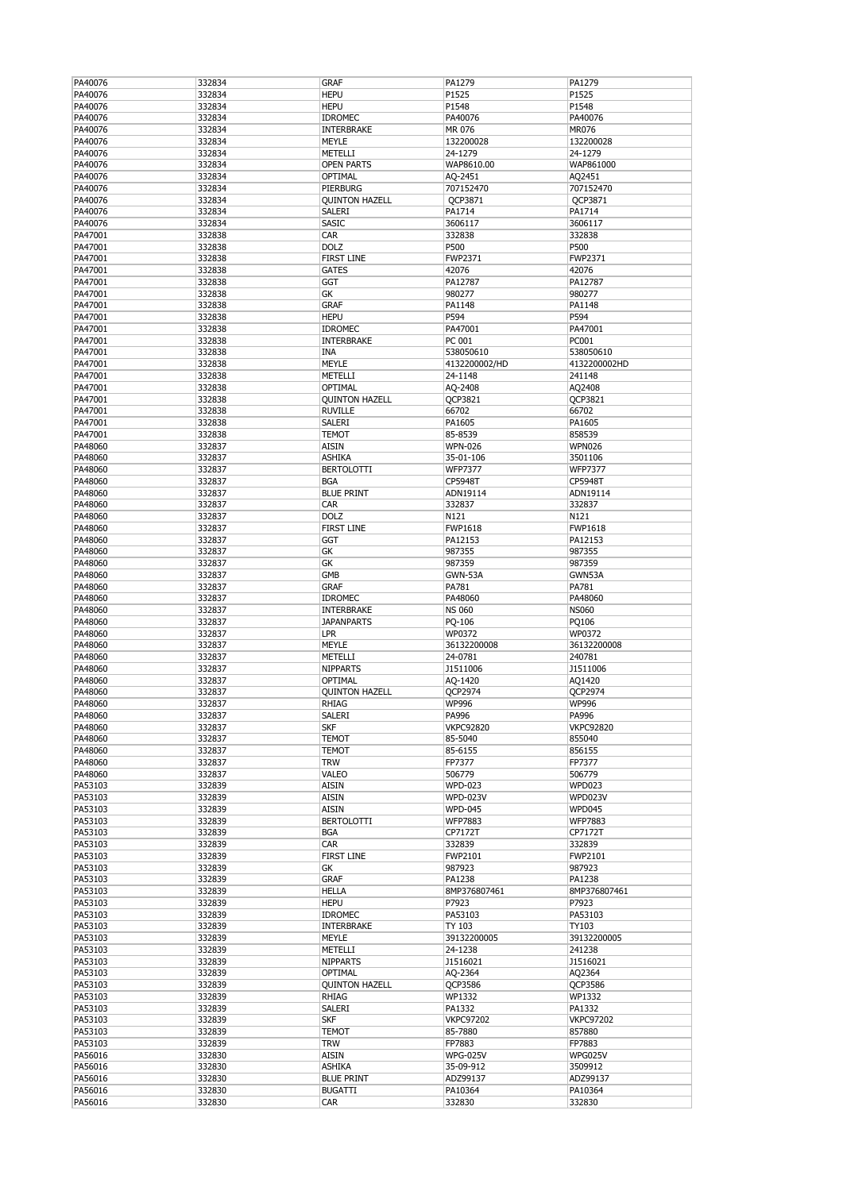| PA40076 | 332834 | GRAF | PA1279 | PA1279 |
|---|---|---|---|---|
| PA40076 | 332834 | HEPU | P1525 | P1525 |
| PA40076 | 332834 | HEPU | P1548 | P1548 |
| PA40076 | 332834 | IDROMEC | PA40076 | PA40076 |
| PA40076 | 332834 | INTERBRAKE | MR 076 | MR076 |
| PA40076 | 332834 | MEYLE | 132200028 | 132200028 |
| PA40076 | 332834 | METELLI | 24-1279 | 24-1279 |
| PA40076 | 332834 | OPEN PARTS | WAP8610.00 | WAP861000 |
| PA40076 | 332834 | OPTIMAL | AQ-2451 | AQ2451 |
| PA40076 | 332834 | PIERBURG | 707152470 | 707152470 |
| PA40076 | 332834 | QUINTON HAZELL | QCP3871 | QCP3871 |
| PA40076 | 332834 | SALERI | PA1714 | PA1714 |
| PA40076 | 332834 | SASIC | 3606117 | 3606117 |
| PA47001 | 332838 | CAR | 332838 | 332838 |
| PA47001 | 332838 | DOLZ | P500 | P500 |
| PA47001 | 332838 | FIRST LINE | FWP2371 | FWP2371 |
| PA47001 | 332838 | GATES | 42076 | 42076 |
| PA47001 | 332838 | GGT | PA12787 | PA12787 |
| PA47001 | 332838 | GK | 980277 | 980277 |
| PA47001 | 332838 | GRAF | PA1148 | PA1148 |
| PA47001 | 332838 | HEPU | P594 | P594 |
| PA47001 | 332838 | IDROMEC | PA47001 | PA47001 |
| PA47001 | 332838 | INTERBRAKE | PC 001 | PC001 |
| PA47001 | 332838 | INA | 538050610 | 538050610 |
| PA47001 | 332838 | MEYLE | 4132200002/HD | 4132200002HD |
| PA47001 | 332838 | METELLI | 24-1148 | 241148 |
| PA47001 | 332838 | OPTIMAL | AQ-2408 | AQ2408 |
| PA47001 | 332838 | QUINTON HAZELL | QCP3821 | QCP3821 |
| PA47001 | 332838 | RUVILLE | 66702 | 66702 |
| PA47001 | 332838 | SALERI | PA1605 | PA1605 |
| PA47001 | 332838 | TEMOT | 85-8539 | 858539 |
| PA48060 | 332837 | AISIN | WPN-026 | WPN026 |
| PA48060 | 332837 | ASHIKA | 35-01-106 | 3501106 |
| PA48060 | 332837 | BERTOLOTTI | WFP7377 | WFP7377 |
| PA48060 | 332837 | BGA | CP5948T | CP5948T |
| PA48060 | 332837 | BLUE PRINT | ADN19114 | ADN19114 |
| PA48060 | 332837 | CAR | 332837 | 332837 |
| PA48060 | 332837 | DOLZ | N121 | N121 |
| PA48060 | 332837 | FIRST LINE | FWP1618 | FWP1618 |
| PA48060 | 332837 | GGT | PA12153 | PA12153 |
| PA48060 | 332837 | GK | 987355 | 987355 |
| PA48060 | 332837 | GK | 987359 | 987359 |
| PA48060 | 332837 | GMB | GWN-53A | GWN53A |
| PA48060 | 332837 | GRAF | PA781 | PA781 |
| PA48060 | 332837 | IDROMEC | PA48060 | PA48060 |
| PA48060 | 332837 | INTERBRAKE | NS 060 | NS060 |
| PA48060 | 332837 | JAPANPARTS | PQ-106 | PQ106 |
| PA48060 | 332837 | LPR | WP0372 | WP0372 |
| PA48060 | 332837 | MEYLE | 36132200008 | 36132200008 |
| PA48060 | 332837 | METELLI | 24-0781 | 240781 |
| PA48060 | 332837 | NIPPARTS | J1511006 | J1511006 |
| PA48060 | 332837 | OPTIMAL | AQ-1420 | AQ1420 |
| PA48060 | 332837 | QUINTON HAZELL | QCP2974 | QCP2974 |
| PA48060 | 332837 | RHIAG | WP996 | WP996 |
| PA48060 | 332837 | SALERI | PA996 | PA996 |
| PA48060 | 332837 | SKF | VKPC92820 | VKPC92820 |
| PA48060 | 332837 | TEMOT | 85-5040 | 855040 |
| PA48060 | 332837 | TEMOT | 85-6155 | 856155 |
| PA48060 | 332837 | TRW | FP7377 | FP7377 |
| PA48060 | 332837 | VALEO | 506779 | 506779 |
| PA53103 | 332839 | AISIN | WPD-023 | WPD023 |
| PA53103 | 332839 | AISIN | WPD-023V | WPD023V |
| PA53103 | 332839 | AISIN | WPD-045 | WPD045 |
| PA53103 | 332839 | BERTOLOTTI | WFP7883 | WFP7883 |
| PA53103 | 332839 | BGA | CP7172T | CP7172T |
| PA53103 | 332839 | CAR | 332839 | 332839 |
| PA53103 | 332839 | FIRST LINE | FWP2101 | FWP2101 |
| PA53103 | 332839 | GK | 987923 | 987923 |
| PA53103 | 332839 | GRAF | PA1238 | PA1238 |
| PA53103 | 332839 | HELLA | 8MP376807461 | 8MP376807461 |
| PA53103 | 332839 | HEPU | P7923 | P7923 |
| PA53103 | 332839 | IDROMEC | PA53103 | PA53103 |
| PA53103 | 332839 | INTERBRAKE | TY 103 | TY103 |
| PA53103 | 332839 | MEYLE | 39132200005 | 39132200005 |
| PA53103 | 332839 | METELLI | 24-1238 | 241238 |
| PA53103 | 332839 | NIPPARTS | J1516021 | J1516021 |
| PA53103 | 332839 | OPTIMAL | AQ-2364 | AQ2364 |
| PA53103 | 332839 | QUINTON HAZELL | QCP3586 | QCP3586 |
| PA53103 | 332839 | RHIAG | WP1332 | WP1332 |
| PA53103 | 332839 | SALERI | PA1332 | PA1332 |
| PA53103 | 332839 | SKF | VKPC97202 | VKPC97202 |
| PA53103 | 332839 | TEMOT | 85-7880 | 857880 |
| PA53103 | 332839 | TRW | FP7883 | FP7883 |
| PA56016 | 332830 | AISIN | WPG-025V | WPG025V |
| PA56016 | 332830 | ASHIKA | 35-09-912 | 3509912 |
| PA56016 | 332830 | BLUE PRINT | ADZ99137 | ADZ99137 |
| PA56016 | 332830 | BUGATTI | PA10364 | PA10364 |
| PA56016 | 332830 | CAR | 332830 | 332830 |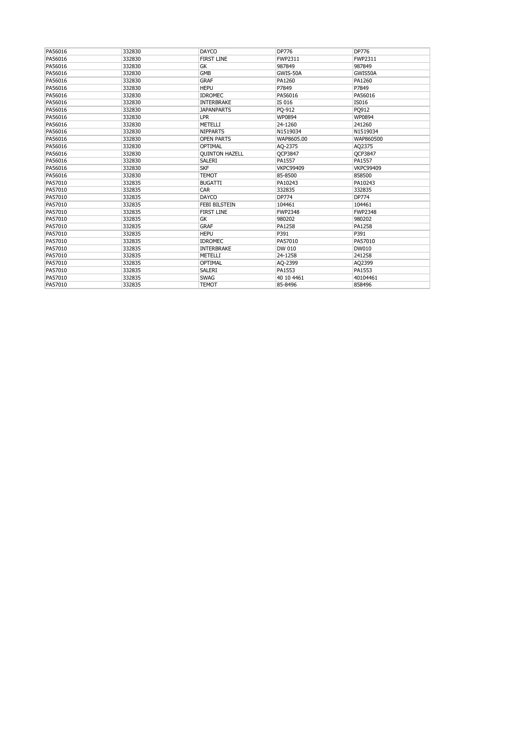| | | | | |
|---|---|---|---|---|
| PA56016 | 332830 | DAYCO | DP776 | DP776 |
| PA56016 | 332830 | FIRST LINE | FWP2311 | FWP2311 |
| PA56016 | 332830 | GK | 987849 | 987849 |
| PA56016 | 332830 | GMB | GWIS-50A | GWIS50A |
| PA56016 | 332830 | GRAF | PA1260 | PA1260 |
| PA56016 | 332830 | HEPU | P7849 | P7849 |
| PA56016 | 332830 | IDROMEC | PA56016 | PA56016 |
| PA56016 | 332830 | INTERBRAKE | IS 016 | IS016 |
| PA56016 | 332830 | JAPANPARTS | PQ-912 | PQ912 |
| PA56016 | 332830 | LPR | WP0894 | WP0894 |
| PA56016 | 332830 | METELLI | 24-1260 | 241260 |
| PA56016 | 332830 | NIPPARTS | N1519034 | N1519034 |
| PA56016 | 332830 | OPEN PARTS | WAP8605.00 | WAP860500 |
| PA56016 | 332830 | OPTIMAL | AQ-2375 | AQ2375 |
| PA56016 | 332830 | QUINTON HAZELL | QCP3847 | QCP3847 |
| PA56016 | 332830 | SALERI | PA1557 | PA1557 |
| PA56016 | 332830 | SKF | VKPC99409 | VKPC99409 |
| PA56016 | 332830 | TEMOT | 85-8500 | 858500 |
| PA57010 | 332835 | BUGATTI | PA10243 | PA10243 |
| PA57010 | 332835 | CAR | 332835 | 332835 |
| PA57010 | 332835 | DAYCO | DP774 | DP774 |
| PA57010 | 332835 | FEBI BILSTEIN | 104461 | 104461 |
| PA57010 | 332835 | FIRST LINE | FWP2348 | FWP2348 |
| PA57010 | 332835 | GK | 980202 | 980202 |
| PA57010 | 332835 | GRAF | PA1258 | PA1258 |
| PA57010 | 332835 | HEPU | P391 | P391 |
| PA57010 | 332835 | IDROMEC | PA57010 | PA57010 |
| PA57010 | 332835 | INTERBRAKE | DW 010 | DW010 |
| PA57010 | 332835 | METELLI | 24-1258 | 241258 |
| PA57010 | 332835 | OPTIMAL | AQ-2399 | AQ2399 |
| PA57010 | 332835 | SALERI | PA1553 | PA1553 |
| PA57010 | 332835 | SWAG | 40 10 4461 | 40104461 |
| PA57010 | 332835 | TEMOT | 85-8496 | 858496 |